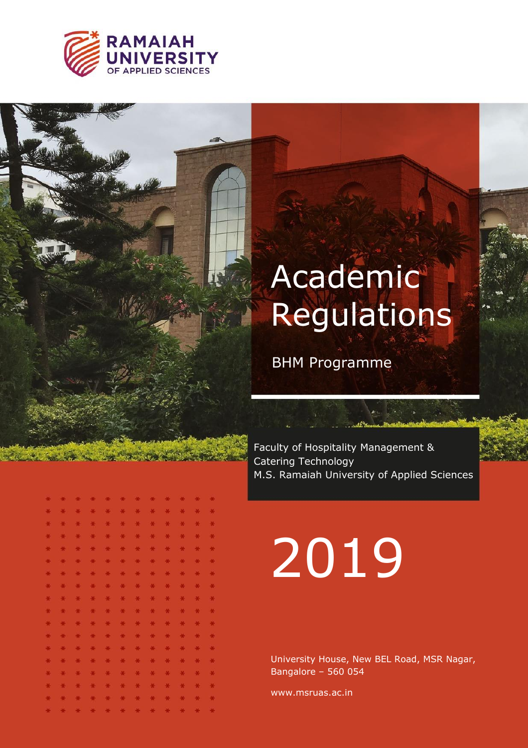RAMAIAH UNIVERSITY OF APPLIED SCIENCES

# Academic Regulations

## BHM Programme

Faculty of Hospitality Management & Catering Technology
M.S. Ramaiah University of Applied Sciences

# 2019

University House, New BEL Road, MSR Nagar, Bangalore – 560 054

www.msruas.ac.in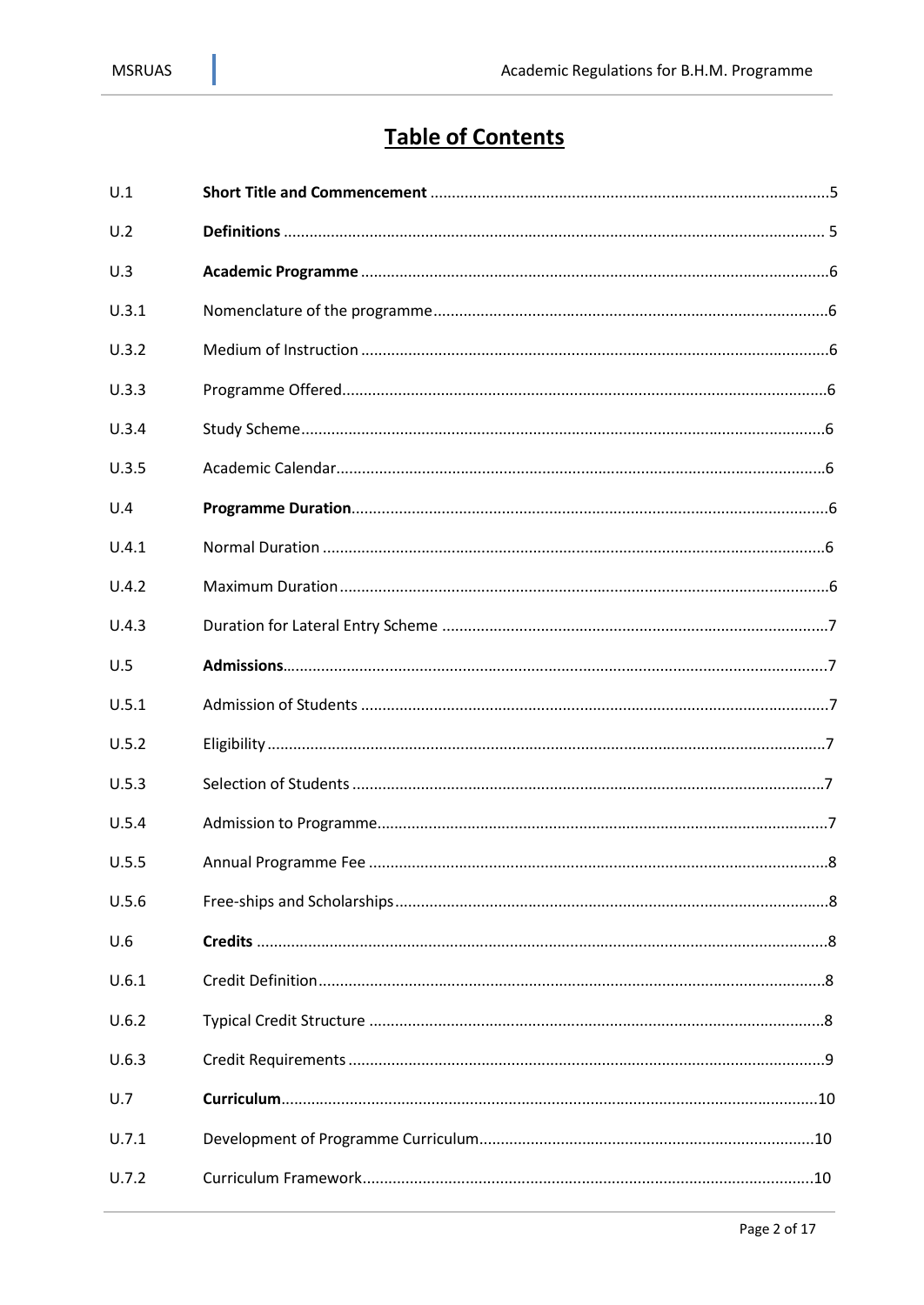# Table of Contents

| | | |
|---|---|---|
| U.1 | **Short Title and Commencement** | 5 |
| U.2 | **Definitions** | 5 |
| U.3 | **Academic Programme** | 6 |
| U.3.1 | Nomenclature of the programme | 6 |
| U.3.2 | Medium of Instruction | 6 |
| U.3.3 | Programme Offered | 6 |
| U.3.4 | Study Scheme | 6 |
| U.3.5 | Academic Calendar | 6 |
| U.4 | **Programme Duration** | 6 |
| U.4.1 | Normal Duration | 6 |
| U.4.2 | Maximum Duration | 6 |
| U.4.3 | Duration for Lateral Entry Scheme | 7 |
| U.5 | **Admissions** | 7 |
| U.5.1 | Admission of Students | 7 |
| U.5.2 | Eligibility | 7 |
| U.5.3 | Selection of Students | 7 |
| U.5.4 | Admission to Programme | 7 |
| U.5.5 | Annual Programme Fee | 8 |
| U.5.6 | Free-ships and Scholarships | 8 |
| U.6 | **Credits** | 8 |
| U.6.1 | Credit Definition | 8 |
| U.6.2 | Typical Credit Structure | 8 |
| U.6.3 | Credit Requirements | 9 |
| U.7 | **Curriculum** | 10 |
| U.7.1 | Development of Programme Curriculum | 10 |
| U.7.2 | Curriculum Framework | 10 |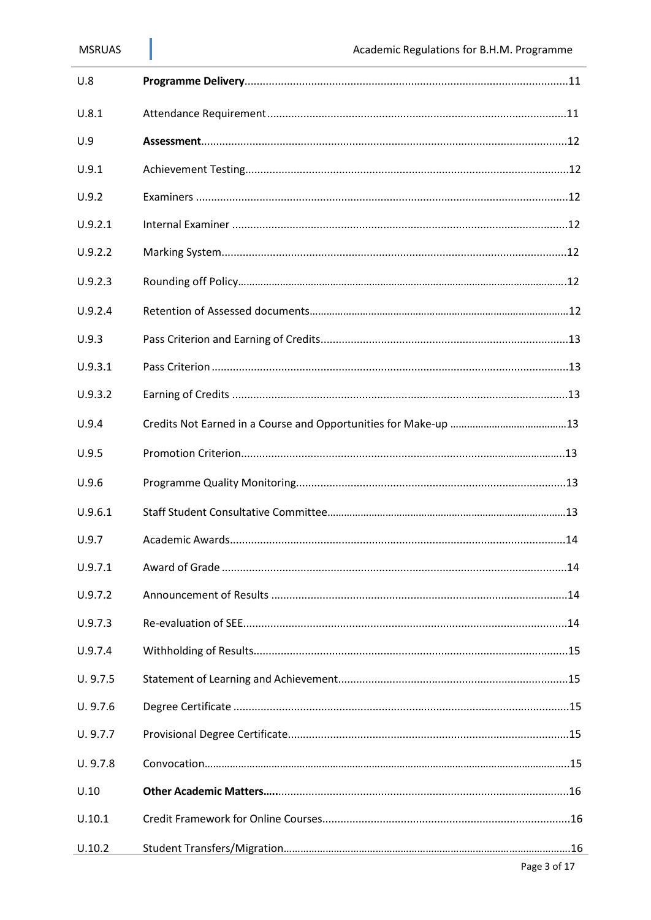| | | |
|---|---|---|
| U.8 | **Programme Delivery** | 11 |
| U.8.1 | Attendance Requirement | 11 |
| U.9 | **Assessment** | 12 |
| U.9.1 | Achievement Testing | 12 |
| U.9.2 | Examiners | 12 |
| U.9.2.1 | Internal Examiner | 12 |
| U.9.2.2 | Marking System | 12 |
| U.9.2.3 | Rounding off Policy | 12 |
| U.9.2.4 | Retention of Assessed documents | 12 |
| U.9.3 | Pass Criterion and Earning of Credits | 13 |
| U.9.3.1 | Pass Criterion | 13 |
| U.9.3.2 | Earning of Credits | 13 |
| U.9.4 | Credits Not Earned in a Course and Opportunities for Make-up | 13 |
| U.9.5 | Promotion Criterion | 13 |
| U.9.6 | Programme Quality Monitoring | 13 |
| U.9.6.1 | Staff Student Consultative Committee | 13 |
| U.9.7 | Academic Awards | 14 |
| U.9.7.1 | Award of Grade | 14 |
| U.9.7.2 | Announcement of Results | 14 |
| U.9.7.3 | Re-evaluation of SEE | 14 |
| U.9.7.4 | Withholding of Results | 15 |
| U. 9.7.5 | Statement of Learning and Achievement | 15 |
| U. 9.7.6 | Degree Certificate | 15 |
| U. 9.7.7 | Provisional Degree Certificate | 15 |
| U. 9.7.8 | Convocation | 15 |
| U.10 | **Other Academic Matters** | 16 |
| U.10.1 | Credit Framework for Online Courses | 16 |
| U.10.2 | Student Transfers/Migration | 16 |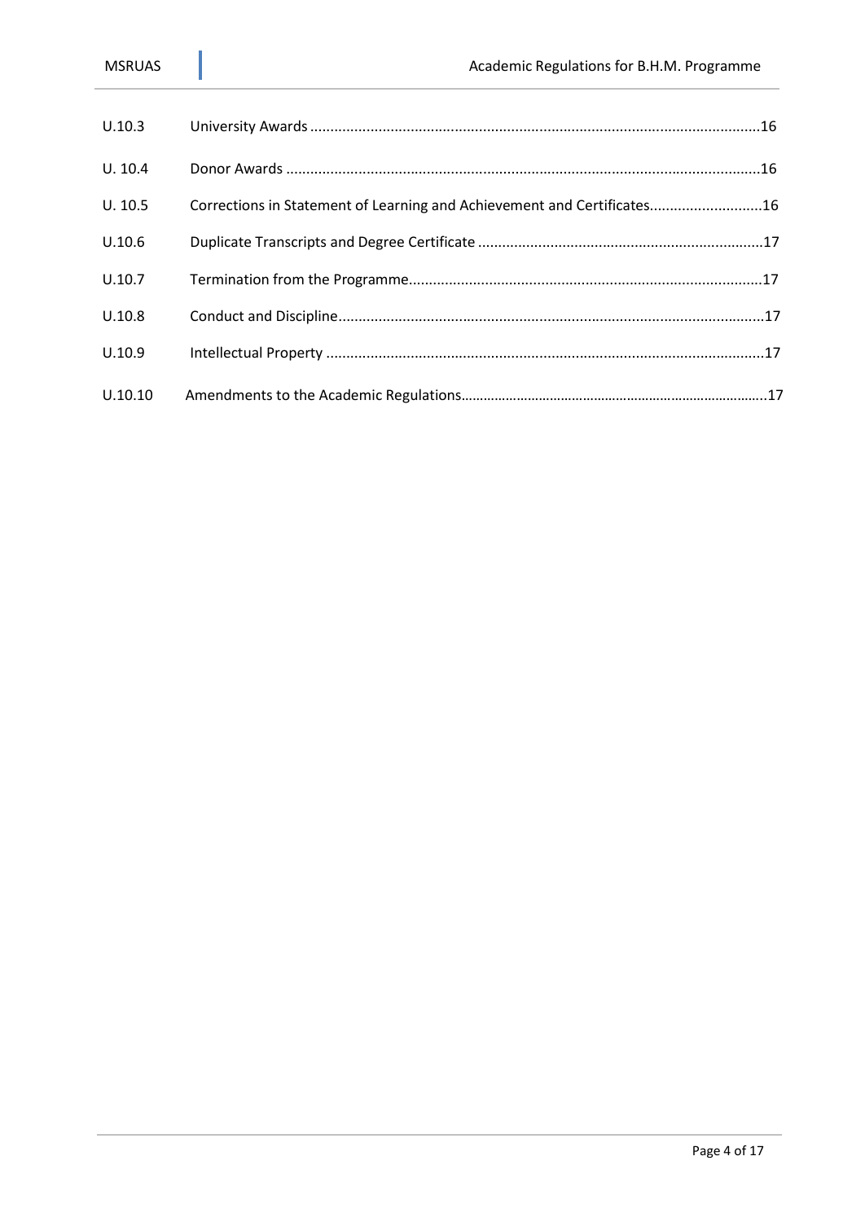| | | |
|---|---|---|
| U.10.3 | University Awards | 16 |
| U. 10.4 | Donor Awards | 16 |
| U. 10.5 | Corrections in Statement of Learning and Achievement and Certificates | 16 |
| U.10.6 | Duplicate Transcripts and Degree Certificate | 17 |
| U.10.7 | Termination from the Programme | 17 |
| U.10.8 | Conduct and Discipline | 17 |
| U.10.9 | Intellectual Property | 17 |
| U.10.10 | Amendments to the Academic Regulations | 17 |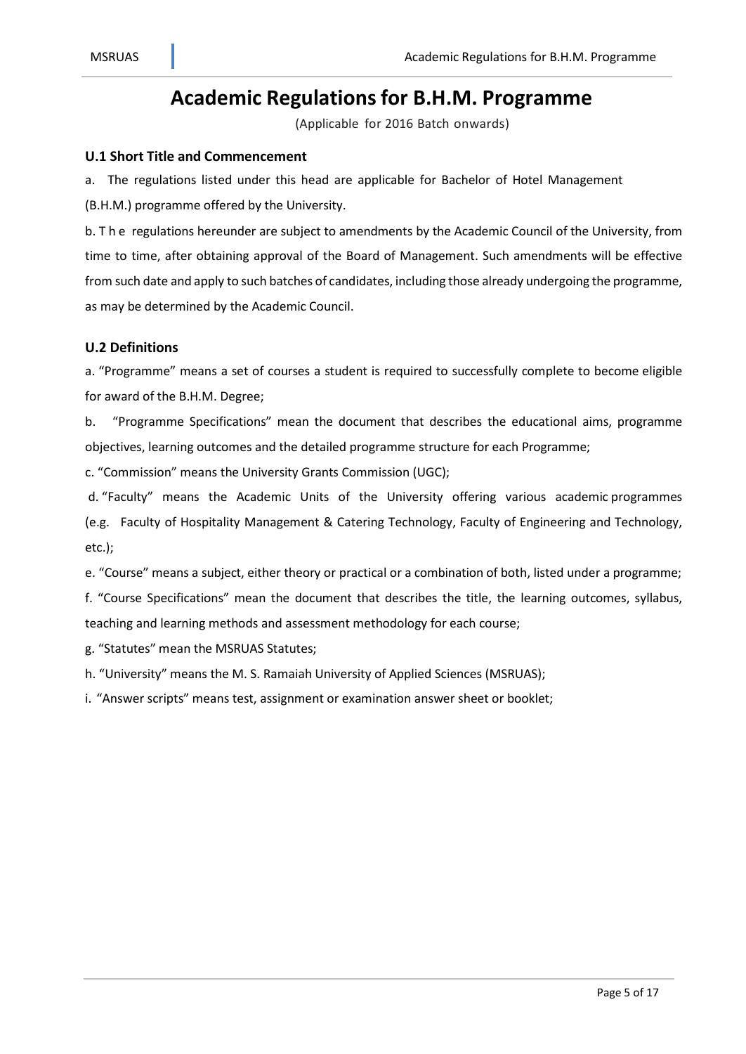# Academic Regulations for B.H.M. Programme

(Applicable for 2016 Batch onwards)

### U.1 Short Title and Commencement

a. The regulations listed under this head are applicable for Bachelor of Hotel Management (B.H.M.) programme offered by the University.

b. The regulations hereunder are subject to amendments by the Academic Council of the University, from time to time, after obtaining approval of the Board of Management. Such amendments will be effective from such date and apply to such batches of candidates, including those already undergoing the programme, as may be determined by the Academic Council.

### U.2 Definitions

a. "Programme" means a set of courses a student is required to successfully complete to become eligible for award of the B.H.M. Degree;

b. "Programme Specifications" mean the document that describes the educational aims, programme objectives, learning outcomes and the detailed programme structure for each Programme;

c. "Commission" means the University Grants Commission (UGC);

d. "Faculty" means the Academic Units of the University offering various academic programmes (e.g. Faculty of Hospitality Management & Catering Technology, Faculty of Engineering and Technology, etc.);

e. "Course" means a subject, either theory or practical or a combination of both, listed under a programme;

f. "Course Specifications" mean the document that describes the title, the learning outcomes, syllabus, teaching and learning methods and assessment methodology for each course;

g. "Statutes" mean the MSRUAS Statutes;

h. "University" means the M. S. Ramaiah University of Applied Sciences (MSRUAS);

i. "Answer scripts" means test, assignment or examination answer sheet or booklet;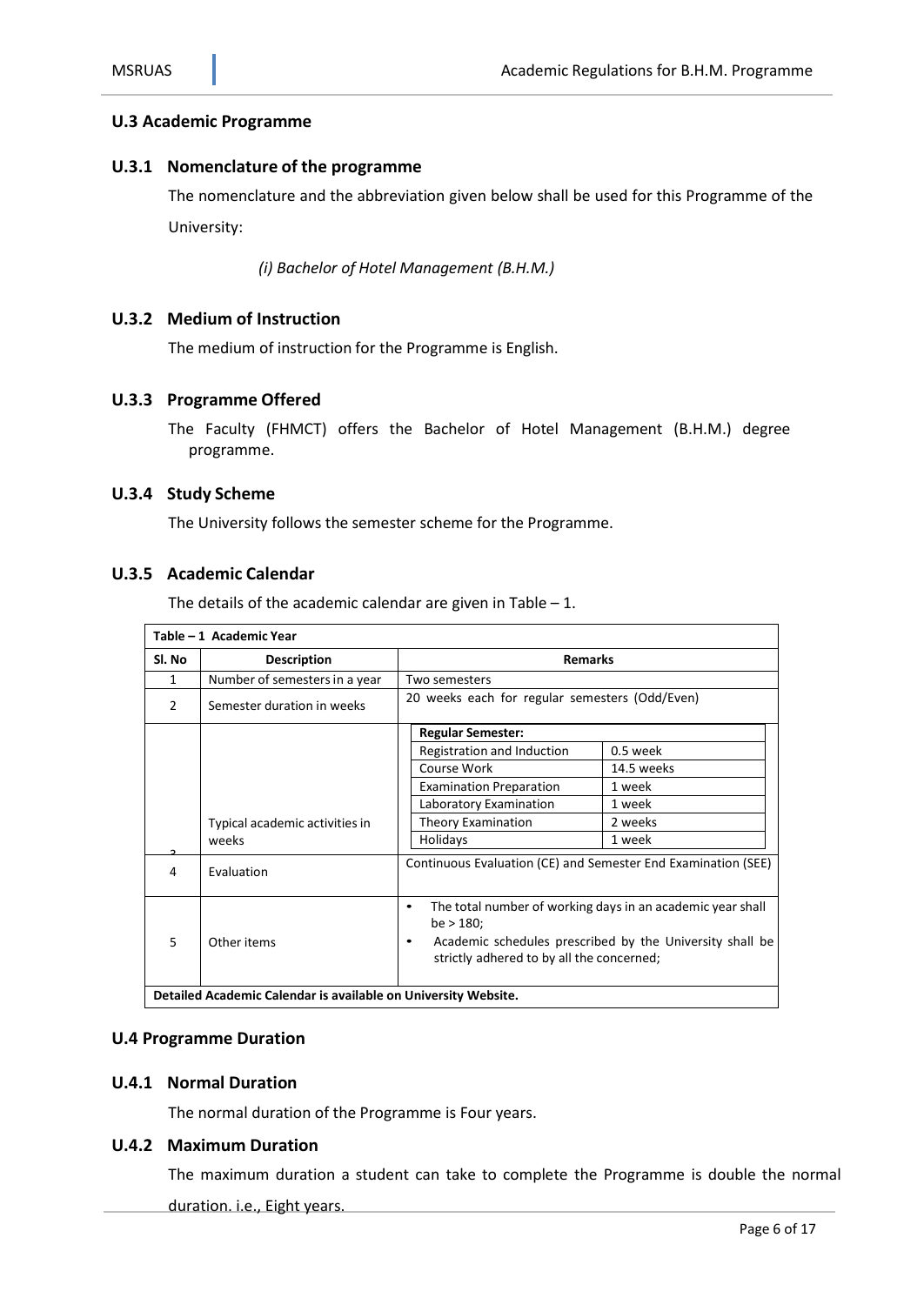## U.3 Academic Programme

### U.3.1 Nomenclature of the programme

The nomenclature and the abbreviation given below shall be used for this Programme of the University:

*(i) Bachelor of Hotel Management (B.H.M.)*

### U.3.2 Medium of Instruction

The medium of instruction for the Programme is English.

### U.3.3 Programme Offered

The Faculty (FHMCT) offers the Bachelor of Hotel Management (B.H.M.) degree programme.

### U.3.4 Study Scheme

The University follows the semester scheme for the Programme.

### U.3.5 Academic Calendar

The details of the academic calendar are given in Table – 1.

**Table – 1 Academic Year**

| Sl. No | Description | Remarks |
|---|---|---|
| 1 | Number of semesters in a year | Two semesters |
| 2 | Semester duration in weeks | 20 weeks each for regular semesters (Odd/Even) |
| 3 | Typical academic activities in weeks | **Regular Semester:**<br>Registration and Induction – 0.5 week<br>Course Work – 14.5 weeks<br>Examination Preparation – 1 week<br>Laboratory Examination – 1 week<br>Theory Examination – 2 weeks<br>Holidays – 1 week |
| 4 | Evaluation | Continuous Evaluation (CE) and Semester End Examination (SEE) |
| 5 | Other items | • The total number of working days in an academic year shall be > 180;<br>• Academic schedules prescribed by the University shall be strictly adhered to by all the concerned; |

**Detailed Academic Calendar is available on University Website.**

## U.4 Programme Duration

### U.4.1 Normal Duration

The normal duration of the Programme is Four years.

### U.4.2 Maximum Duration

The maximum duration a student can take to complete the Programme is double the normal duration. i.e., Eight years.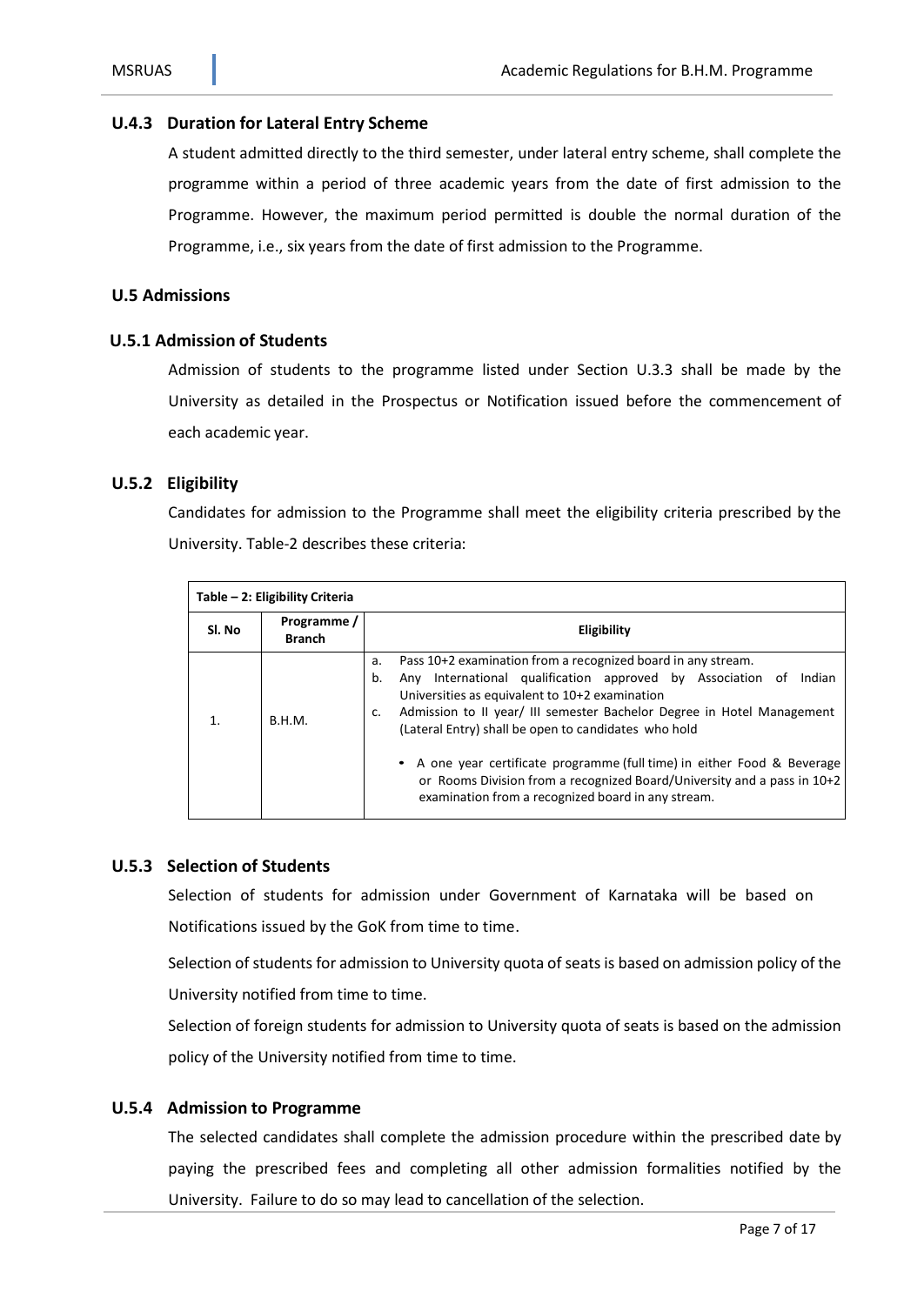### U.4.3 Duration for Lateral Entry Scheme

A student admitted directly to the third semester, under lateral entry scheme, shall complete the programme within a period of three academic years from the date of first admission to the Programme. However, the maximum period permitted is double the normal duration of the Programme, i.e., six years from the date of first admission to the Programme.

## U.5 Admissions

### U.5.1 Admission of Students

Admission of students to the programme listed under Section U.3.3 shall be made by the University as detailed in the Prospectus or Notification issued before the commencement of each academic year.

### U.5.2 Eligibility

Candidates for admission to the Programme shall meet the eligibility criteria prescribed by the University. Table-2 describes these criteria:

**Table – 2: Eligibility Criteria**

| Sl. No | Programme / Branch | Eligibility |
|---|---|---|
| 1. | B.H.M. | a. Pass 10+2 examination from a recognized board in any stream.<br>b. Any International qualification approved by Association of Indian Universities as equivalent to 10+2 examination<br>c. Admission to II year/ III semester Bachelor Degree in Hotel Management (Lateral Entry) shall be open to candidates who hold<br>• A one year certificate programme (full time) in either Food & Beverage or Rooms Division from a recognized Board/University and a pass in 10+2 examination from a recognized board in any stream. |

### U.5.3 Selection of Students

Selection of students for admission under Government of Karnataka will be based on Notifications issued by the GoK from time to time.

Selection of students for admission to University quota of seats is based on admission policy of the University notified from time to time.

Selection of foreign students for admission to University quota of seats is based on the admission policy of the University notified from time to time.

### U.5.4 Admission to Programme

The selected candidates shall complete the admission procedure within the prescribed date by paying the prescribed fees and completing all other admission formalities notified by the University. Failure to do so may lead to cancellation of the selection.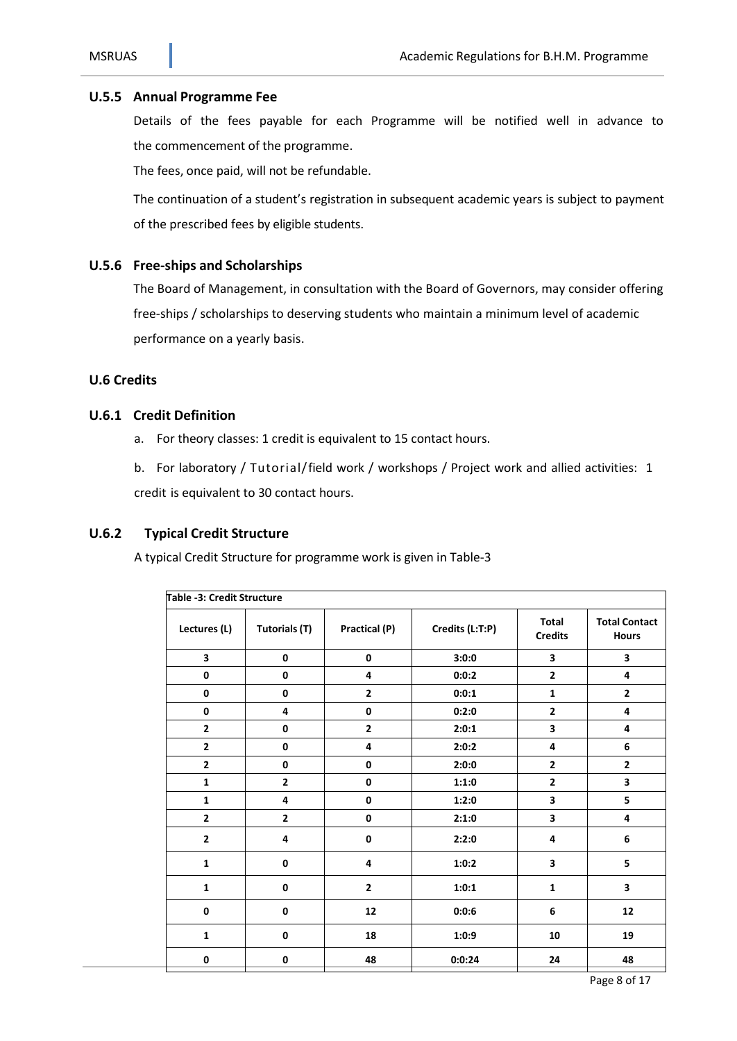### U.5.5 Annual Programme Fee

Details of the fees payable for each Programme will be notified well in advance to the commencement of the programme.

The fees, once paid, will not be refundable.

The continuation of a student's registration in subsequent academic years is subject to payment of the prescribed fees by eligible students.

### U.5.6 Free-ships and Scholarships

The Board of Management, in consultation with the Board of Governors, may consider offering free-ships / scholarships to deserving students who maintain a minimum level of academic performance on a yearly basis.

## U.6 Credits

### U.6.1 Credit Definition

a. For theory classes: 1 credit is equivalent to 15 contact hours.

b. For laboratory / Tutorial/field work / workshops / Project work and allied activities: 1 credit is equivalent to 30 contact hours.

### U.6.2 Typical Credit Structure

A typical Credit Structure for programme work is given in Table-3

**Table -3: Credit Structure**

| Lectures (L) | Tutorials (T) | Practical (P) | Credits (L:T:P) | Total Credits | Total Contact Hours |
|---|---|---|---|---|---|
| 3 | 0 | 0 | 3:0:0 | 3 | 3 |
| 0 | 0 | 4 | 0:0:2 | 2 | 4 |
| 0 | 0 | 2 | 0:0:1 | 1 | 2 |
| 0 | 4 | 0 | 0:2:0 | 2 | 4 |
| 2 | 0 | 2 | 2:0:1 | 3 | 4 |
| 2 | 0 | 4 | 2:0:2 | 4 | 6 |
| 2 | 0 | 0 | 2:0:0 | 2 | 2 |
| 1 | 2 | 0 | 1:1:0 | 2 | 3 |
| 1 | 4 | 0 | 1:2:0 | 3 | 5 |
| 2 | 2 | 0 | 2:1:0 | 3 | 4 |
| 2 | 4 | 0 | 2:2:0 | 4 | 6 |
| 1 | 0 | 4 | 1:0:2 | 3 | 5 |
| 1 | 0 | 2 | 1:0:1 | 1 | 3 |
| 0 | 0 | 12 | 0:0:6 | 6 | 12 |
| 1 | 0 | 18 | 1:0:9 | 10 | 19 |
| 0 | 0 | 48 | 0:0:24 | 24 | 48 |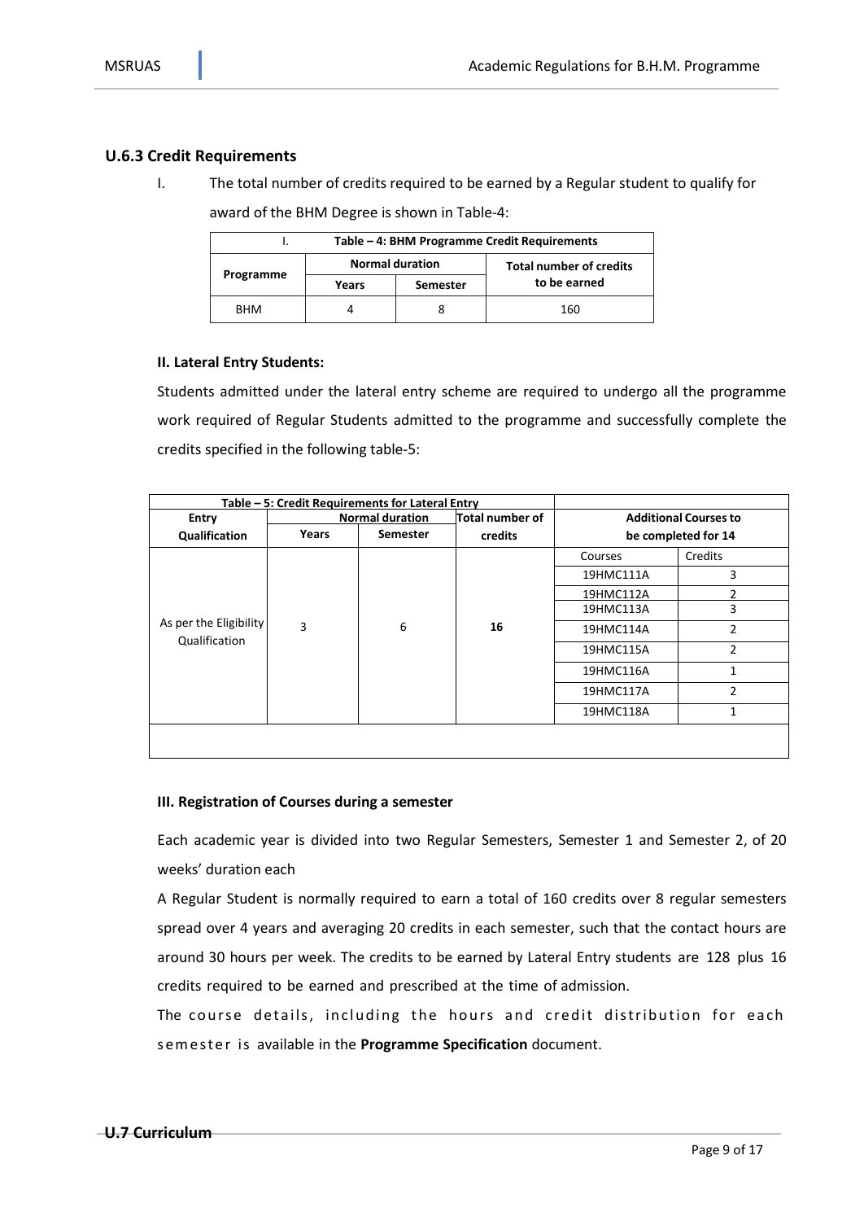### U.6.3 Credit Requirements

I. The total number of credits required to be earned by a Regular student to qualify for award of the BHM Degree is shown in Table-4:

| I. Table – 4: BHM Programme Credit Requirements | | | |
|---|---|---|---|
| Programme | Normal duration | | Total number of credits to be earned |
| | Years | Semester | |
| BHM | 4 | 8 | 160 |

**II. Lateral Entry Students:**

Students admitted under the lateral entry scheme are required to undergo all the programme work required of Regular Students admitted to the programme and successfully complete the credits specified in the following table-5:

| Table – 5: Credit Requirements for Lateral Entry | | | | | |
|---|---|---|---|---|---|
| Entry Qualification | Normal duration | | Total number of credits | Additional Courses to be completed for 14 | |
| | Years | Semester | | Courses | Credits |
| As per the Eligibility Qualification | 3 | 6 | **16** | 19HMC111A | 3 |
| | | | | 19HMC112A | 2 |
| | | | | 19HMC113A | 3 |
| | | | | 19HMC114A | 2 |
| | | | | 19HMC115A | 2 |
| | | | | 19HMC116A | 1 |
| | | | | 19HMC117A | 2 |
| | | | | 19HMC118A | 1 |

**III. Registration of Courses during a semester**

Each academic year is divided into two Regular Semesters, Semester 1 and Semester 2, of 20 weeks' duration each

A Regular Student is normally required to earn a total of 160 credits over 8 regular semesters spread over 4 years and averaging 20 credits in each semester, such that the contact hours are around 30 hours per week. The credits to be earned by Lateral Entry students are 128 plus 16 credits required to be earned and prescribed at the time of admission.

The course details, including the hours and credit distribution for each semester is available in the **Programme Specification** document.

### U.7 Curriculum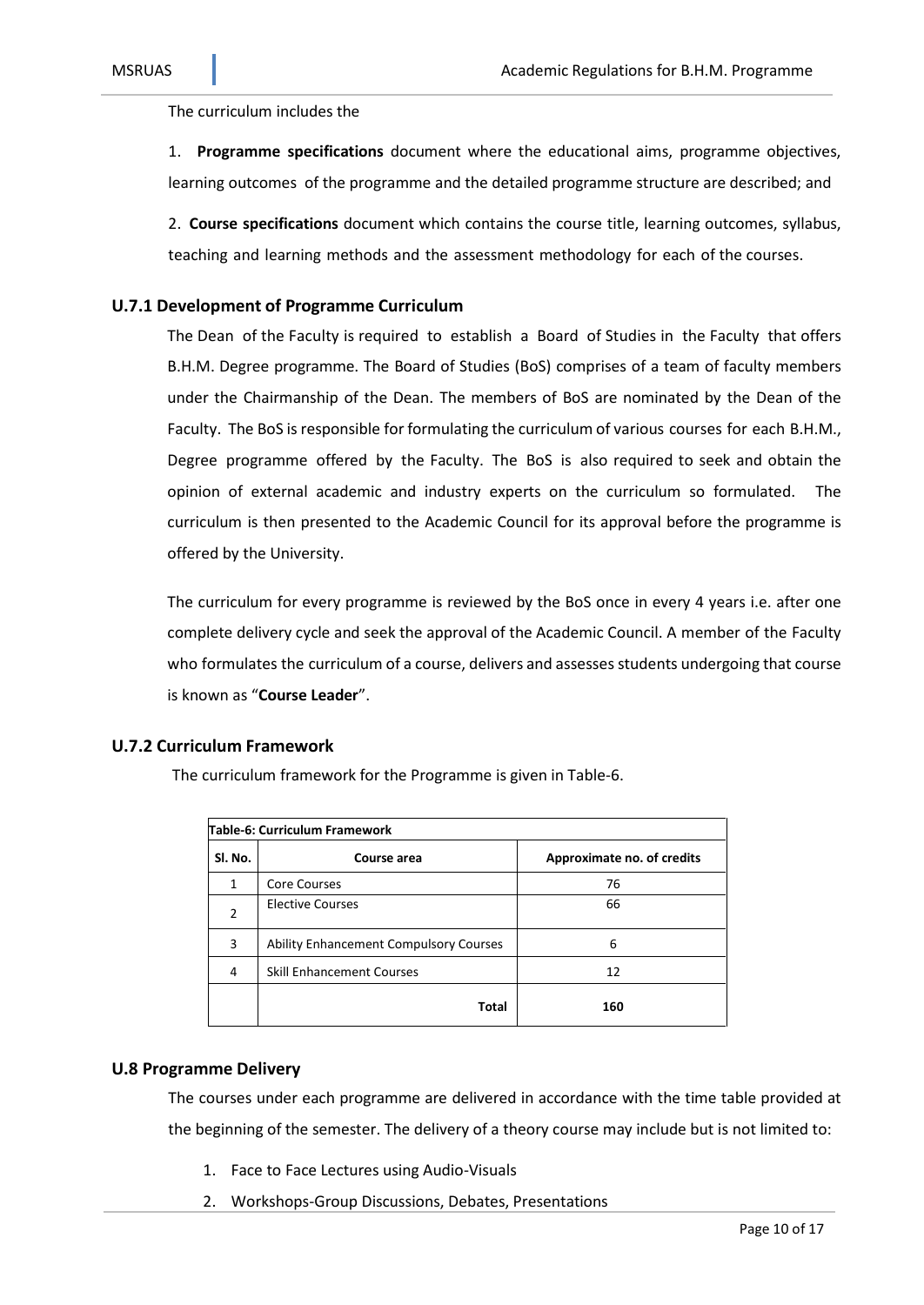The curriculum includes the

1. **Programme specifications** document where the educational aims, programme objectives, learning outcomes of the programme and the detailed programme structure are described; and

2. **Course specifications** document which contains the course title, learning outcomes, syllabus, teaching and learning methods and the assessment methodology for each of the courses.

### U.7.1 Development of Programme Curriculum

The Dean of the Faculty is required to establish a Board of Studies in the Faculty that offers B.H.M. Degree programme. The Board of Studies (BoS) comprises of a team of faculty members under the Chairmanship of the Dean. The members of BoS are nominated by the Dean of the Faculty. The BoS is responsible for formulating the curriculum of various courses for each B.H.M., Degree programme offered by the Faculty. The BoS is also required to seek and obtain the opinion of external academic and industry experts on the curriculum so formulated. The curriculum is then presented to the Academic Council for its approval before the programme is offered by the University.

The curriculum for every programme is reviewed by the BoS once in every 4 years i.e. after one complete delivery cycle and seek the approval of the Academic Council. A member of the Faculty who formulates the curriculum of a course, delivers and assesses students undergoing that course is known as "**Course Leader**".

### U.7.2 Curriculum Framework

The curriculum framework for the Programme is given in Table-6.

**Table-6: Curriculum Framework**

| Sl. No. | Course area | Approximate no. of credits |
|---|---|---|
| 1 | Core Courses | 76 |
| 2 | Elective Courses | 66 |
| 3 | Ability Enhancement Compulsory Courses | 6 |
| 4 | Skill Enhancement Courses | 12 |
| | **Total** | **160** |

## U.8 Programme Delivery

The courses under each programme are delivered in accordance with the time table provided at the beginning of the semester. The delivery of a theory course may include but is not limited to:

1. Face to Face Lectures using Audio-Visuals
2. Workshops-Group Discussions, Debates, Presentations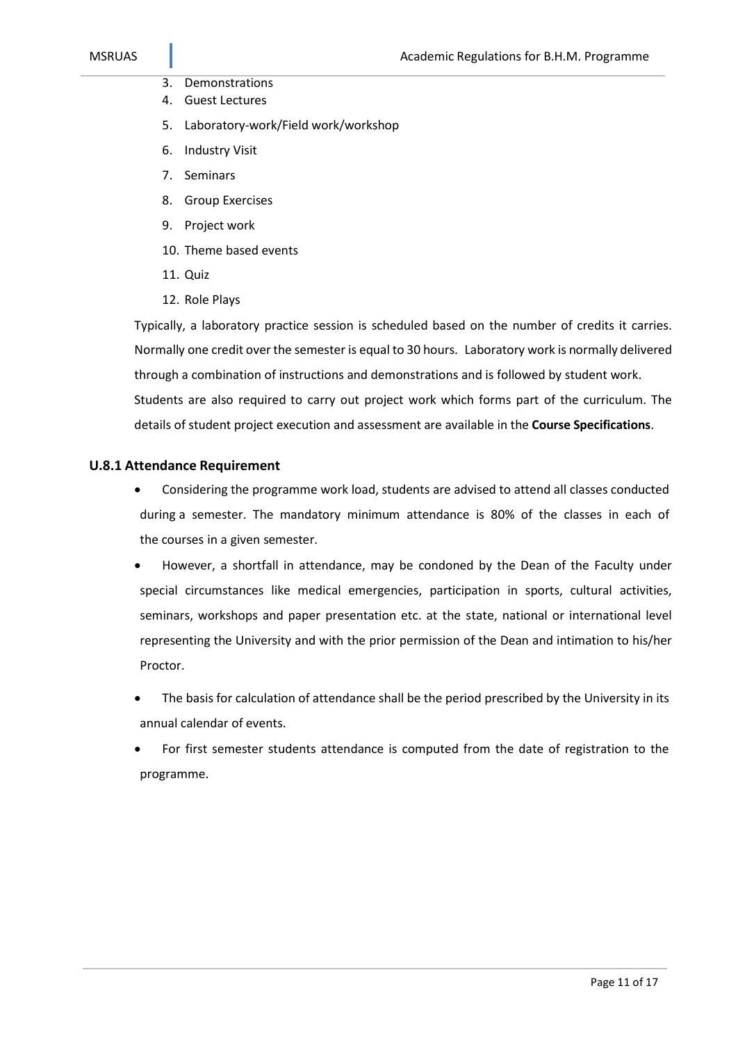3. Demonstrations
4. Guest Lectures
5. Laboratory-work/Field work/workshop
6. Industry Visit
7. Seminars
8. Group Exercises
9. Project work
10. Theme based events
11. Quiz
12. Role Plays

Typically, a laboratory practice session is scheduled based on the number of credits it carries. Normally one credit over the semester is equal to 30 hours. Laboratory work is normally delivered through a combination of instructions and demonstrations and is followed by student work. Students are also required to carry out project work which forms part of the curriculum. The details of student project execution and assessment are available in the **Course Specifications**.

### U.8.1 Attendance Requirement

- Considering the programme work load, students are advised to attend all classes conducted during a semester. The mandatory minimum attendance is 80% of the classes in each of the courses in a given semester.
- However, a shortfall in attendance, may be condoned by the Dean of the Faculty under special circumstances like medical emergencies, participation in sports, cultural activities, seminars, workshops and paper presentation etc. at the state, national or international level representing the University and with the prior permission of the Dean and intimation to his/her Proctor.
- The basis for calculation of attendance shall be the period prescribed by the University in its annual calendar of events.
- For first semester students attendance is computed from the date of registration to the programme.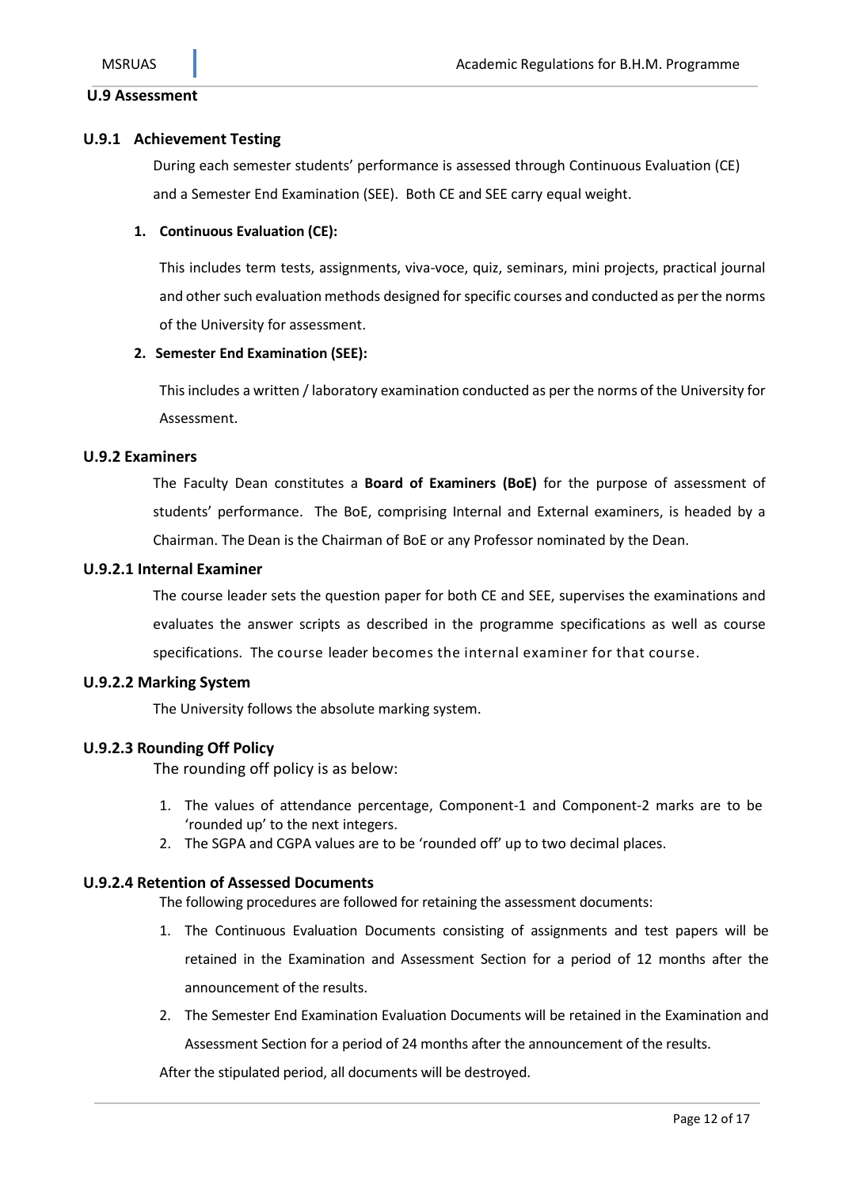## U.9 Assessment

### U.9.1 Achievement Testing

During each semester students' performance is assessed through Continuous Evaluation (CE) and a Semester End Examination (SEE). Both CE and SEE carry equal weight.

1. **Continuous Evaluation (CE):**

   This includes term tests, assignments, viva-voce, quiz, seminars, mini projects, practical journal and other such evaluation methods designed for specific courses and conducted as per the norms of the University for assessment.

2. **Semester End Examination (SEE):**

   This includes a written / laboratory examination conducted as per the norms of the University for Assessment.

### U.9.2 Examiners

The Faculty Dean constitutes a **Board of Examiners (BoE)** for the purpose of assessment of students' performance. The BoE, comprising Internal and External examiners, is headed by a Chairman. The Dean is the Chairman of BoE or any Professor nominated by the Dean.

#### U.9.2.1 Internal Examiner

The course leader sets the question paper for both CE and SEE, supervises the examinations and evaluates the answer scripts as described in the programme specifications as well as course specifications. The course leader becomes the internal examiner for that course.

#### U.9.2.2 Marking System

The University follows the absolute marking system.

#### U.9.2.3 Rounding Off Policy

The rounding off policy is as below:

1. The values of attendance percentage, Component-1 and Component-2 marks are to be 'rounded up' to the next integers.
2. The SGPA and CGPA values are to be 'rounded off' up to two decimal places.

#### U.9.2.4 Retention of Assessed Documents

The following procedures are followed for retaining the assessment documents:

1. The Continuous Evaluation Documents consisting of assignments and test papers will be retained in the Examination and Assessment Section for a period of 12 months after the announcement of the results.
2. The Semester End Examination Evaluation Documents will be retained in the Examination and Assessment Section for a period of 24 months after the announcement of the results.

After the stipulated period, all documents will be destroyed.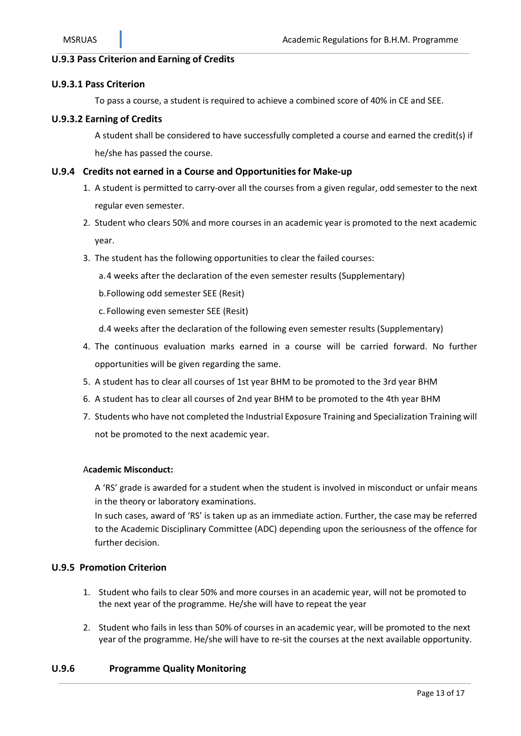### U.9.3 Pass Criterion and Earning of Credits

#### U.9.3.1 Pass Criterion

To pass a course, a student is required to achieve a combined score of 40% in CE and SEE.

#### U.9.3.2 Earning of Credits

A student shall be considered to have successfully completed a course and earned the credit(s) if he/she has passed the course.

### U.9.4 Credits not earned in a Course and Opportunities for Make-up

1. A student is permitted to carry-over all the courses from a given regular, odd semester to the next regular even semester.
2. Student who clears 50% and more courses in an academic year is promoted to the next academic year.
3. The student has the following opportunities to clear the failed courses:
   a. 4 weeks after the declaration of the even semester results (Supplementary)
   b. Following odd semester SEE (Resit)
   c. Following even semester SEE (Resit)
   d. 4 weeks after the declaration of the following even semester results (Supplementary)
4. The continuous evaluation marks earned in a course will be carried forward. No further opportunities will be given regarding the same.
5. A student has to clear all courses of 1st year BHM to be promoted to the 3rd year BHM
6. A student has to clear all courses of 2nd year BHM to be promoted to the 4th year BHM
7. Students who have not completed the Industrial Exposure Training and Specialization Training will not be promoted to the next academic year.

**Academic Misconduct:**

A 'RS' grade is awarded for a student when the student is involved in misconduct or unfair means in the theory or laboratory examinations.

In such cases, award of 'RS' is taken up as an immediate action. Further, the case may be referred to the Academic Disciplinary Committee (ADC) depending upon the seriousness of the offence for further decision.

### U.9.5 Promotion Criterion

1. Student who fails to clear 50% and more courses in an academic year, will not be promoted to the next year of the programme. He/she will have to repeat the year
2. Student who fails in less than 50% of courses in an academic year, will be promoted to the next year of the programme. He/she will have to re-sit the courses at the next available opportunity.

### U.9.6 Programme Quality Monitoring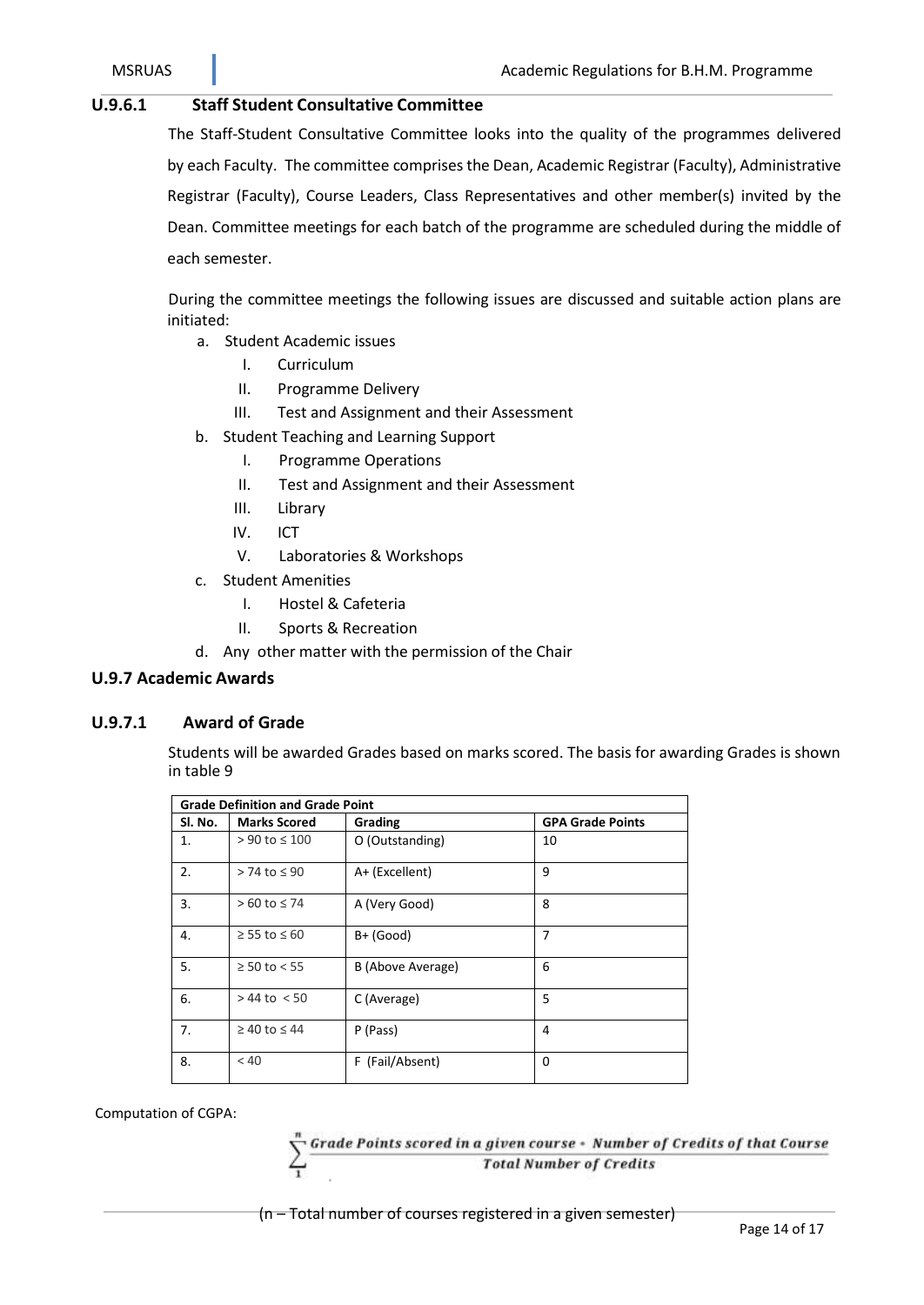### U.9.6.1 Staff Student Consultative Committee

The Staff-Student Consultative Committee looks into the quality of the programmes delivered by each Faculty. The committee comprises the Dean, Academic Registrar (Faculty), Administrative Registrar (Faculty), Course Leaders, Class Representatives and other member(s) invited by the Dean. Committee meetings for each batch of the programme are scheduled during the middle of each semester.

During the committee meetings the following issues are discussed and suitable action plans are initiated:

a. Student Academic issues
   - I. Curriculum
   - II. Programme Delivery
   - III. Test and Assignment and their Assessment

b. Student Teaching and Learning Support
   - I. Programme Operations
   - II. Test and Assignment and their Assessment
   - III. Library
   - IV. ICT
   - V. Laboratories & Workshops

c. Student Amenities
   - I. Hostel & Cafeteria
   - II. Sports & Recreation

d. Any other matter with the permission of the Chair

## U.9.7 Academic Awards

### U.9.7.1 Award of Grade

Students will be awarded Grades based on marks scored. The basis for awarding Grades is shown in table 9

| Grade Definition and Grade Point | | | |
|---|---|---|---|
| **Sl. No.** | **Marks Scored** | **Grading** | **GPA Grade Points** |
| 1. | > 90 to ≤ 100 | O (Outstanding) | 10 |
| 2. | > 74 to ≤ 90 | A+ (Excellent) | 9 |
| 3. | > 60 to ≤ 74 | A (Very Good) | 8 |
| 4. | ≥ 55 to ≤ 60 | B+ (Good) | 7 |
| 5. | ≥ 50 to < 55 | B (Above Average) | 6 |
| 6. | > 44 to < 50 | C (Average) | 5 |
| 7. | ≥ 40 to ≤ 44 | P (Pass) | 4 |
| 8. | < 40 | F (Fail/Absent) | 0 |

Computation of CGPA:

$$\sum_{1}^{n} \frac{\text{Grade Points scored in a given course} * \text{Number of Credits of that Course}}{\text{Total Number of Credits}}$$

(n – Total number of courses registered in a given semester)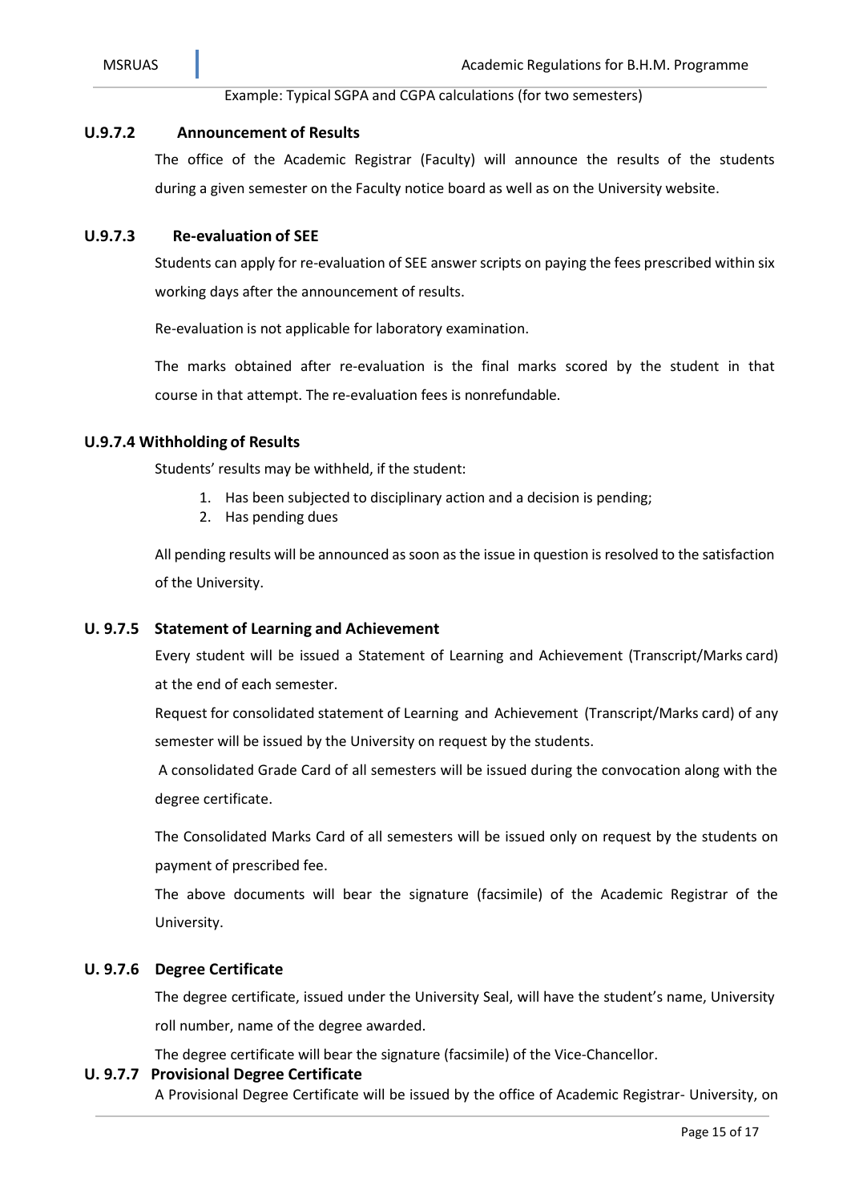Example: Typical SGPA and CGPA calculations (for two semesters)

### U.9.7.2 Announcement of Results

The office of the Academic Registrar (Faculty) will announce the results of the students during a given semester on the Faculty notice board as well as on the University website.

### U.9.7.3 Re-evaluation of SEE

Students can apply for re-evaluation of SEE answer scripts on paying the fees prescribed within six working days after the announcement of results.

Re-evaluation is not applicable for laboratory examination.

The marks obtained after re-evaluation is the final marks scored by the student in that course in that attempt. The re-evaluation fees is nonrefundable.

### U.9.7.4 Withholding of Results

Students' results may be withheld, if the student:

1. Has been subjected to disciplinary action and a decision is pending;
2. Has pending dues

All pending results will be announced as soon as the issue in question is resolved to the satisfaction of the University.

### U. 9.7.5 Statement of Learning and Achievement

Every student will be issued a Statement of Learning and Achievement (Transcript/Marks card) at the end of each semester.

Request for consolidated statement of Learning and Achievement (Transcript/Marks card) of any semester will be issued by the University on request by the students.

A consolidated Grade Card of all semesters will be issued during the convocation along with the degree certificate.

The Consolidated Marks Card of all semesters will be issued only on request by the students on payment of prescribed fee.

The above documents will bear the signature (facsimile) of the Academic Registrar of the University.

### U. 9.7.6 Degree Certificate

The degree certificate, issued under the University Seal, will have the student's name, University roll number, name of the degree awarded.

The degree certificate will bear the signature (facsimile) of the Vice-Chancellor.

### U. 9.7.7 Provisional Degree Certificate

A Provisional Degree Certificate will be issued by the office of Academic Registrar- University, on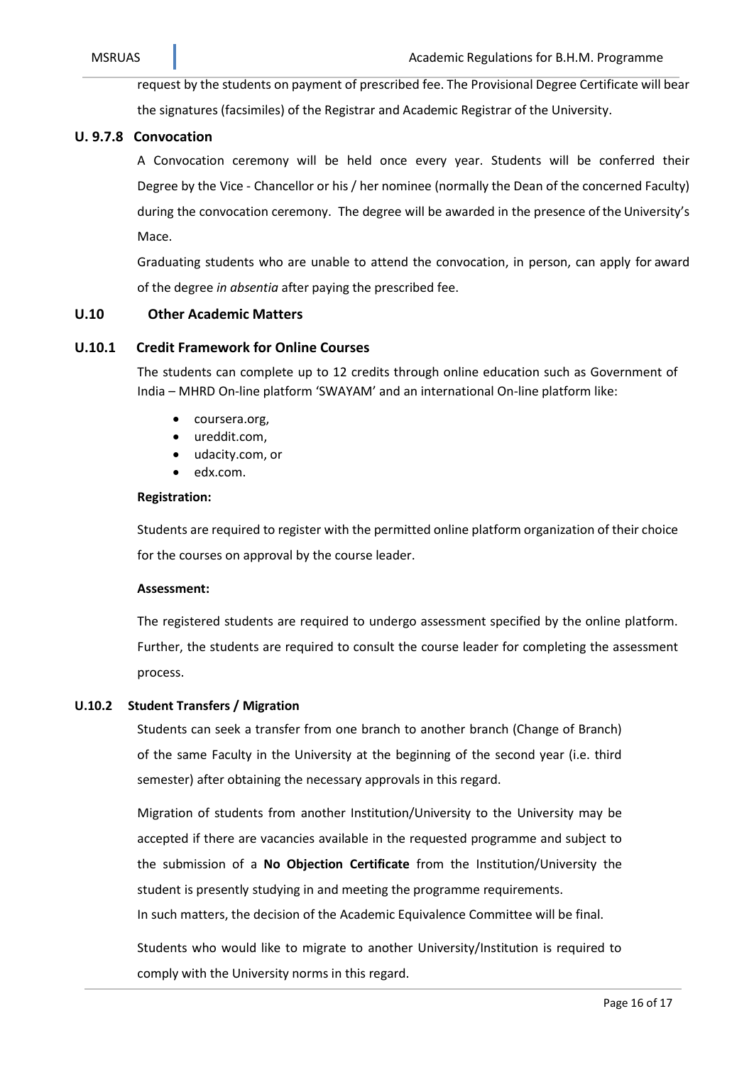request by the students on payment of prescribed fee. The Provisional Degree Certificate will bear the signatures (facsimiles) of the Registrar and Academic Registrar of the University.

### U. 9.7.8 Convocation

A Convocation ceremony will be held once every year. Students will be conferred their Degree by the Vice - Chancellor or his / her nominee (normally the Dean of the concerned Faculty) during the convocation ceremony. The degree will be awarded in the presence of the University's Mace.

Graduating students who are unable to attend the convocation, in person, can apply for award of the degree *in absentia* after paying the prescribed fee.

## U.10 Other Academic Matters

### U.10.1 Credit Framework for Online Courses

The students can complete up to 12 credits through online education such as Government of India – MHRD On-line platform 'SWAYAM' and an international On-line platform like:

- coursera.org,
- ureddit.com,
- udacity.com, or
- edx.com.

**Registration:**

Students are required to register with the permitted online platform organization of their choice for the courses on approval by the course leader.

**Assessment:**

The registered students are required to undergo assessment specified by the online platform. Further, the students are required to consult the course leader for completing the assessment process.

### U.10.2 Student Transfers / Migration

Students can seek a transfer from one branch to another branch (Change of Branch) of the same Faculty in the University at the beginning of the second year (i.e. third semester) after obtaining the necessary approvals in this regard.

Migration of students from another Institution/University to the University may be accepted if there are vacancies available in the requested programme and subject to the submission of a **No Objection Certificate** from the Institution/University the student is presently studying in and meeting the programme requirements.
In such matters, the decision of the Academic Equivalence Committee will be final.

Students who would like to migrate to another University/Institution is required to comply with the University norms in this regard.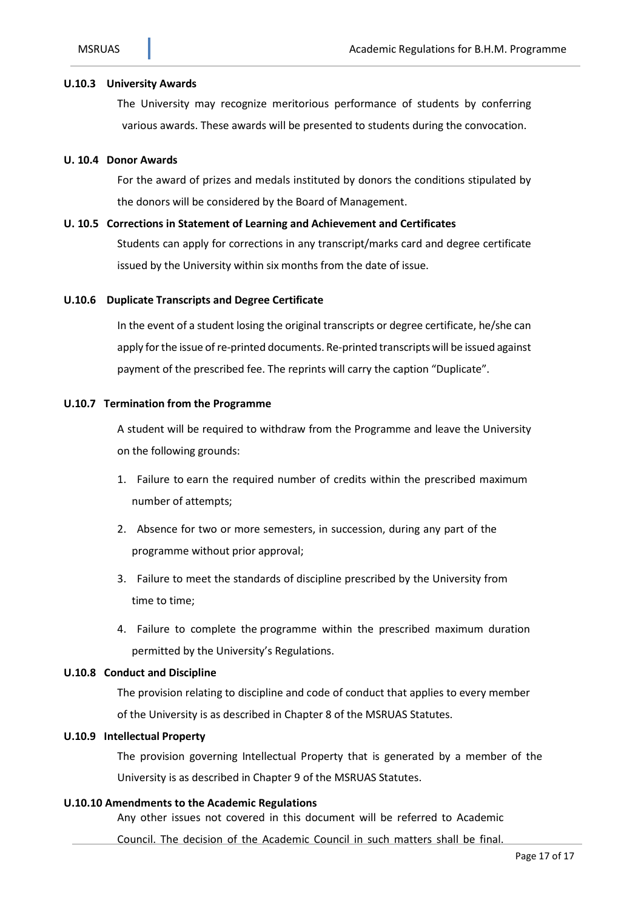### U.10.3 University Awards

The University may recognize meritorious performance of students by conferring various awards. These awards will be presented to students during the convocation.

### U. 10.4 Donor Awards

For the award of prizes and medals instituted by donors the conditions stipulated by the donors will be considered by the Board of Management.

### U. 10.5 Corrections in Statement of Learning and Achievement and Certificates

Students can apply for corrections in any transcript/marks card and degree certificate issued by the University within six months from the date of issue.

### U.10.6 Duplicate Transcripts and Degree Certificate

In the event of a student losing the original transcripts or degree certificate, he/she can apply for the issue of re-printed documents. Re-printed transcripts will be issued against payment of the prescribed fee. The reprints will carry the caption "Duplicate".

### U.10.7 Termination from the Programme

A student will be required to withdraw from the Programme and leave the University on the following grounds:

1. Failure to earn the required number of credits within the prescribed maximum number of attempts;
2. Absence for two or more semesters, in succession, during any part of the programme without prior approval;
3. Failure to meet the standards of discipline prescribed by the University from time to time;
4. Failure to complete the programme within the prescribed maximum duration permitted by the University's Regulations.

### U.10.8 Conduct and Discipline

The provision relating to discipline and code of conduct that applies to every member of the University is as described in Chapter 8 of the MSRUAS Statutes.

### U.10.9 Intellectual Property

The provision governing Intellectual Property that is generated by a member of the University is as described in Chapter 9 of the MSRUAS Statutes.

### U.10.10 Amendments to the Academic Regulations

Any other issues not covered in this document will be referred to Academic Council. The decision of the Academic Council in such matters shall be final.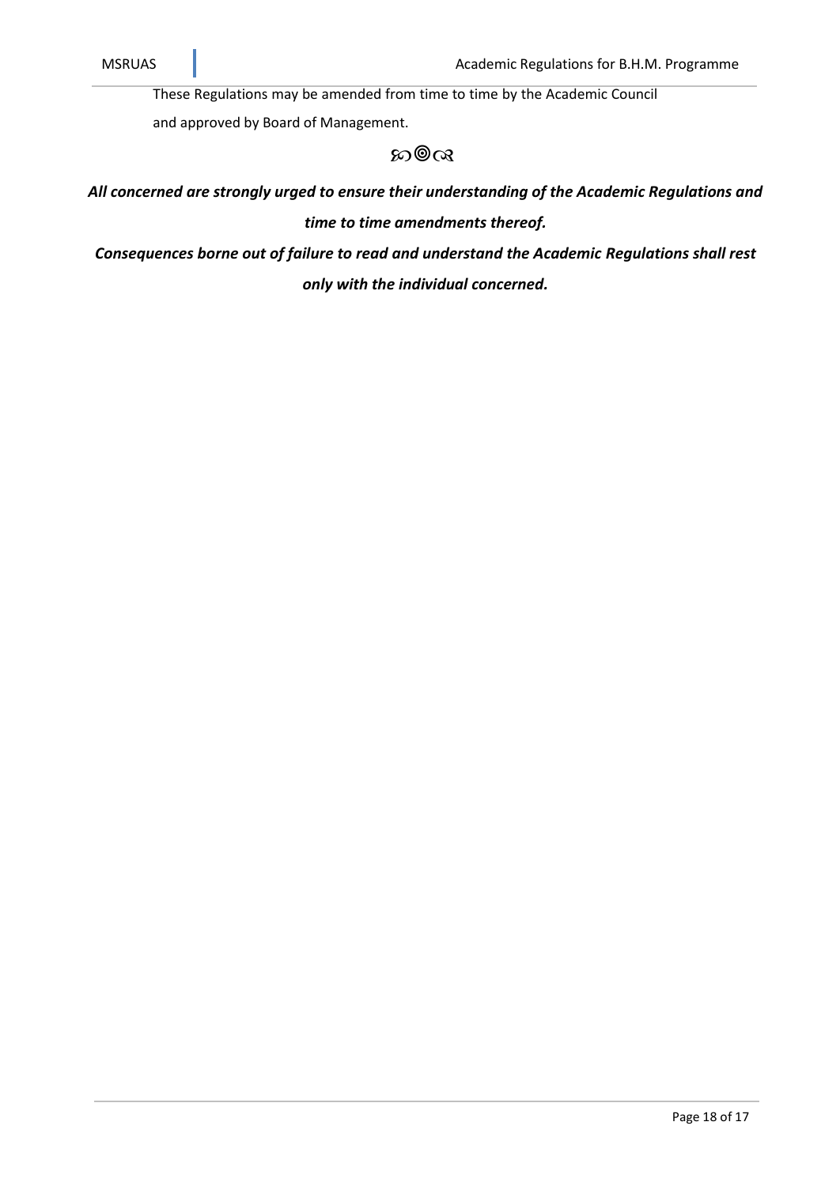These Regulations may be amended from time to time by the Academic Council and approved by Board of Management.

<center>ꕤ◎ꕤ</center>

***All concerned are strongly urged to ensure their understanding of the Academic Regulations and time to time amendments thereof.***

***Consequences borne out of failure to read and understand the Academic Regulations shall rest only with the individual concerned.***